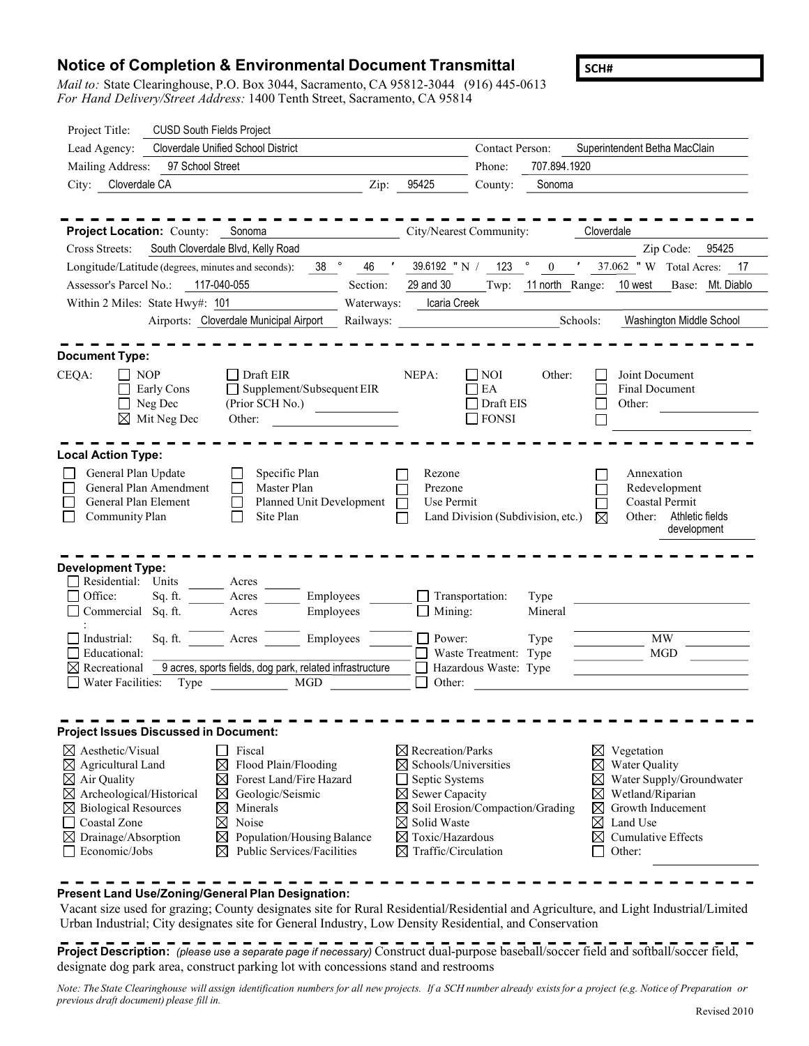# Notice of Completion & Environmental Document Transmittal

**SCH#**

*Mail to:* State Clearinghouse, P.O. Box 3044, Sacramento, CA 95812-3044 (916) 445-0613
*For Hand Delivery/Street Address:* 1400 Tenth Street, Sacramento, CA 95814

Project Title: CUSD South Fields Project
Lead Agency: Cloverdale Unified School District
Contact Person: Superintendent Betha MacClain
Mailing Address: 97 School Street
Phone: 707.894.1920
City: Cloverdale CA
Zip: 95425
County: Sonoma

---

**Project Location:** County: Sonoma
City/Nearest Community: Cloverdale
Cross Streets: South Cloverdale Blvd, Kelly Road
Zip Code: 95425
Longitude/Latitude (degrees, minutes and seconds): 38 ° 46 ′ 39.6192 ″ N / 123 ° 0 ′ 37.062 ″ W
Total Acres: 17
Assessor's Parcel No.: 117-040-055
Section: 29 and 30
Twp: 11 north
Range: 10 west
Base: Mt. Diablo
Within 2 Miles: State Hwy#: 101
Waterways: Icaria Creek
Airports: Cloverdale Municipal Airport
Railways:
Schools: Washington Middle School

---

**Document Type:**

CEQA:
- ☐ NOP
- ☐ Early Cons
- ☐ Neg Dec
- ☒ Mit Neg Dec
- ☐ Draft EIR
- ☐ Supplement/Subsequent EIR (Prior SCH No.)
- Other:

NEPA:
- ☐ NOI
- ☐ EA
- ☐ Draft EIS
- ☐ FONSI

Other:
- ☐ Joint Document
- ☐ Final Document
- ☐ Other:
- ☐

---

**Local Action Type:**

- ☐ General Plan Update
- ☐ General Plan Amendment
- ☐ General Plan Element
- ☐ Community Plan
- ☐ Specific Plan
- ☐ Master Plan
- ☐ Planned Unit Development
- ☐ Site Plan
- ☐ Rezone
- ☐ Prezone
- ☐ Use Permit
- ☐ Land Division (Subdivision, etc.)
- ☐ Annexation
- ☐ Redevelopment
- ☐ Coastal Permit
- ☒ Other: Athletic fields development

---

**Development Type:**

- ☐ Residential: Units ___ Acres ___
- ☐ Office: Sq. ft. ___ Acres ___ Employees ___
- ☐ Commercial: Sq. ft. ___ Acres ___ Employees ___
- ☐ Industrial: Sq. ft. ___ Acres ___ Employees ___
- ☐ Educational:
- ☒ Recreational: 9 acres, sports fields, dog park, related infrastructure
- ☐ Water Facilities: Type ___ MGD ___
- ☐ Transportation: Type
- ☐ Mining: Mineral
- ☐ Power: Type ___ MW
- ☐ Waste Treatment: Type ___ MGD
- ☐ Hazardous Waste: Type
- ☐ Other:

---

**Project Issues Discussed in Document:**

- ☒ Aesthetic/Visual
- ☒ Agricultural Land
- ☒ Air Quality
- ☒ Archeological/Historical
- ☒ Biological Resources
- ☐ Coastal Zone
- ☒ Drainage/Absorption
- ☐ Economic/Jobs
- ☐ Fiscal
- ☒ Flood Plain/Flooding
- ☒ Forest Land/Fire Hazard
- ☒ Geologic/Seismic
- ☒ Minerals
- ☒ Noise
- ☒ Population/Housing Balance
- ☒ Public Services/Facilities
- ☒ Recreation/Parks
- ☒ Schools/Universities
- ☐ Septic Systems
- ☒ Sewer Capacity
- ☒ Soil Erosion/Compaction/Grading
- ☒ Solid Waste
- ☒ Toxic/Hazardous
- ☒ Traffic/Circulation
- ☒ Vegetation
- ☒ Water Quality
- ☒ Water Supply/Groundwater
- ☒ Wetland/Riparian
- ☒ Growth Inducement
- ☒ Land Use
- ☒ Cumulative Effects
- ☐ Other:

---

**Present Land Use/Zoning/General Plan Designation:**

Vacant size used for grazing; County designates site for Rural Residential/Residential and Agriculture, and Light Industrial/Limited Urban Industrial; City designates site for General Industry, Low Density Residential, and Conservation

---

**Project Description:** *(please use a separate page if necessary)* Construct dual-purpose baseball/soccer field and softball/soccer field, designate dog park area, construct parking lot with concessions stand and restrooms

*Note: The State Clearinghouse will assign identification numbers for all new projects. If a SCH number already exists for a project (e.g. Notice of Preparation or previous draft document) please fill in.*

Revised 2010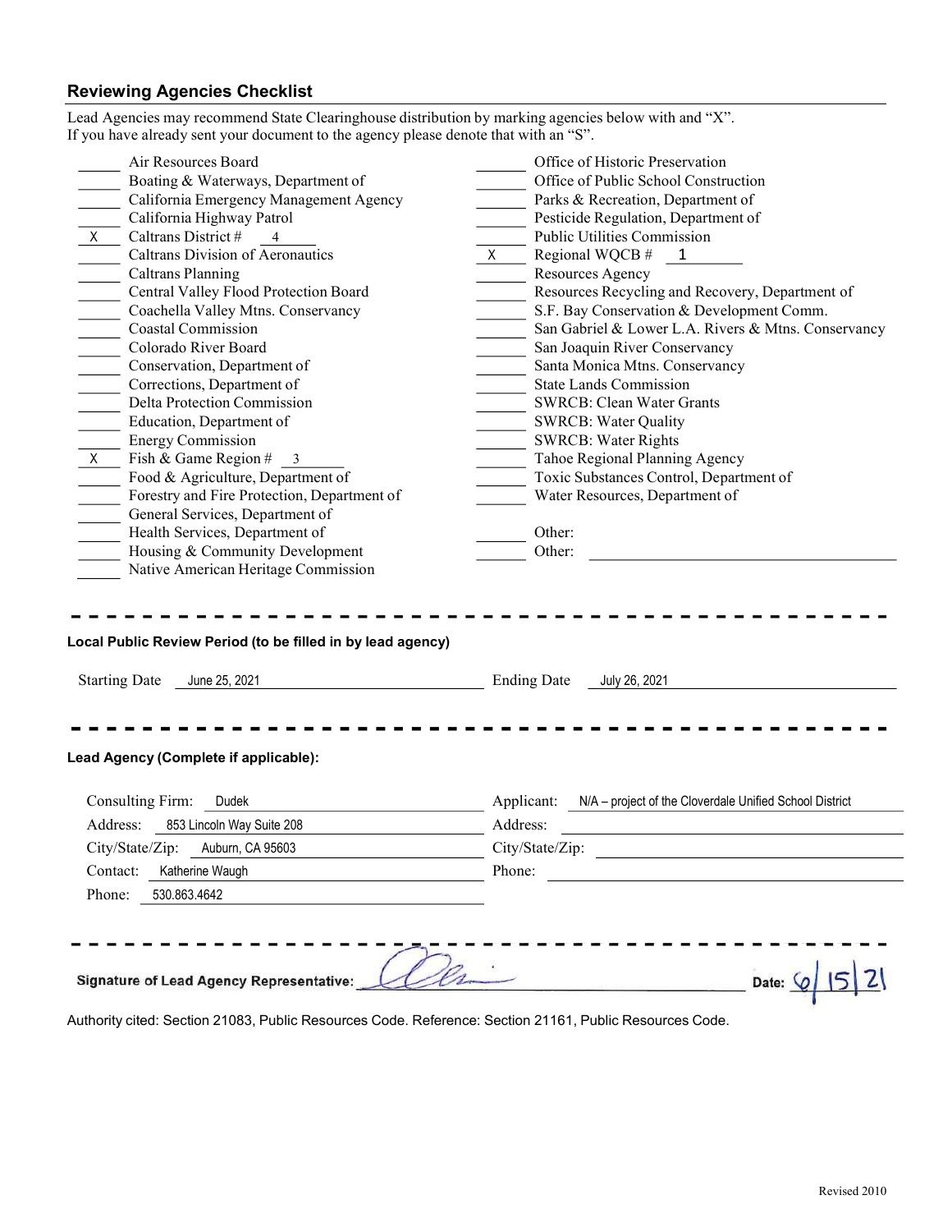## Reviewing Agencies Checklist

Lead Agencies may recommend State Clearinghouse distribution by marking agencies below with and "X".
If you have already sent your document to the agency please denote that with an "S".

| | | | |
|---|---|---|---|
| | Air Resources Board | | Office of Historic Preservation |
| | Boating & Waterways, Department of | | Office of Public School Construction |
| | California Emergency Management Agency | | Parks & Recreation, Department of |
| | California Highway Patrol | | Pesticide Regulation, Department of |
| X | Caltrans District # 4 | | Public Utilities Commission |
| | Caltrans Division of Aeronautics | X | Regional WQCB # 1 |
| | Caltrans Planning | | Resources Agency |
| | Central Valley Flood Protection Board | | Resources Recycling and Recovery, Department of |
| | Coachella Valley Mtns. Conservancy | | S.F. Bay Conservation & Development Comm. |
| | Coastal Commission | | San Gabriel & Lower L.A. Rivers & Mtns. Conservancy |
| | Colorado River Board | | San Joaquin River Conservancy |
| | Conservation, Department of | | Santa Monica Mtns. Conservancy |
| | Corrections, Department of | | State Lands Commission |
| | Delta Protection Commission | | SWRCB: Clean Water Grants |
| | Education, Department of | | SWRCB: Water Quality |
| | Energy Commission | | SWRCB: Water Rights |
| X | Fish & Game Region # 3 | | Tahoe Regional Planning Agency |
| | Food & Agriculture, Department of | | Toxic Substances Control, Department of |
| | Forestry and Fire Protection, Department of | | Water Resources, Department of |
| | General Services, Department of | | |
| | Health Services, Department of | | Other: |
| | Housing & Community Development | | Other: |
| | Native American Heritage Commission | | |

---

**Local Public Review Period (to be filled in by lead agency)**

Starting Date June 25, 2021 Ending Date July 26, 2021

---

**Lead Agency (Complete if applicable):**

| | |
|---|---|
| Consulting Firm: Dudek | Applicant: N/A – project of the Cloverdale Unified School District |
| Address: 853 Lincoln Way Suite 208 | Address: |
| City/State/Zip: Auburn, CA 95603 | City/State/Zip: |
| Contact: Katherine Waugh | Phone: |
| Phone: 530.863.4642 | |

---

**Signature of Lead Agency Representative:** [signature] **Date:** 6/15/21

Authority cited: Section 21083, Public Resources Code. Reference: Section 21161, Public Resources Code.

Revised 2010